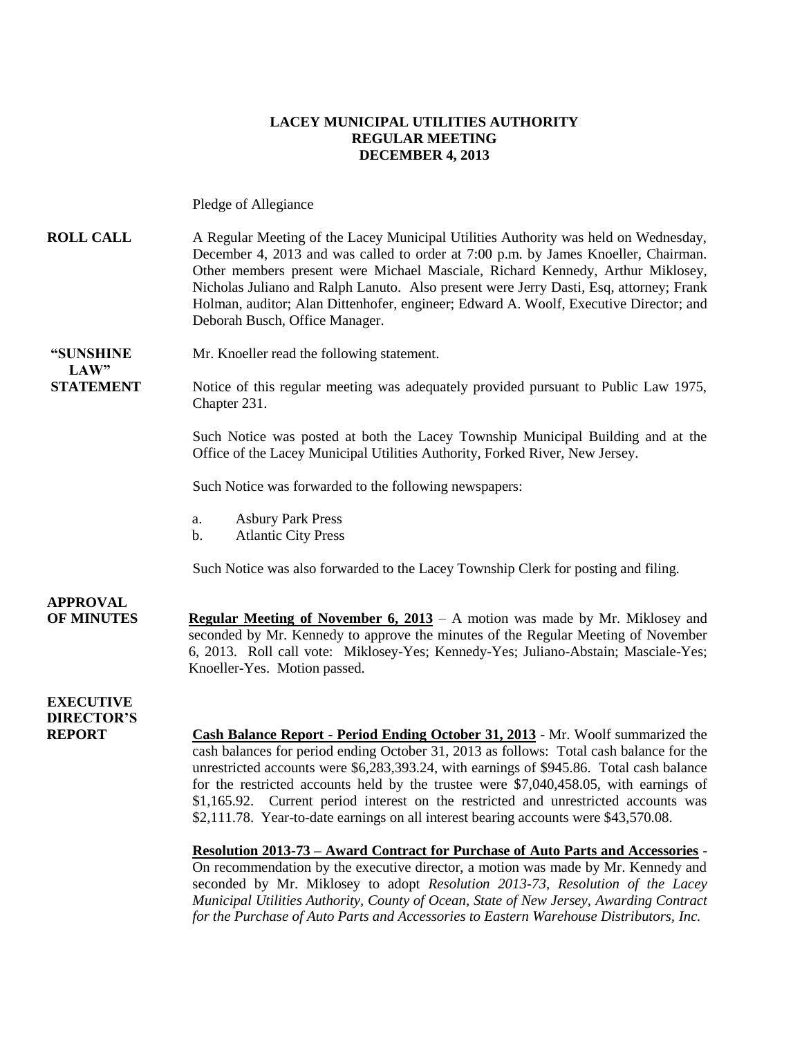**LACEY MUNICIPAL UTILITIES AUTHORITY**
**REGULAR MEETING**
**DECEMBER 4, 2013**

Pledge of Allegiance

**ROLL CALL**

A Regular Meeting of the Lacey Municipal Utilities Authority was held on Wednesday, December 4, 2013 and was called to order at 7:00 p.m. by James Knoeller, Chairman. Other members present were Michael Masciale, Richard Kennedy, Arthur Miklosey, Nicholas Juliano and Ralph Lanuto. Also present were Jerry Dasti, Esq, attorney; Frank Holman, auditor; Alan Dittenhofer, engineer; Edward A. Woolf, Executive Director; and Deborah Busch, Office Manager.

**"SUNSHINE LAW" STATEMENT**

Mr. Knoeller read the following statement.

Notice of this regular meeting was adequately provided pursuant to Public Law 1975, Chapter 231.

Such Notice was posted at both the Lacey Township Municipal Building and at the Office of the Lacey Municipal Utilities Authority, Forked River, New Jersey.

Such Notice was forwarded to the following newspapers:

a. Asbury Park Press
b. Atlantic City Press

Such Notice was also forwarded to the Lacey Township Clerk for posting and filing.

**APPROVAL OF MINUTES**

**Regular Meeting of November 6, 2013** – A motion was made by Mr. Miklosey and seconded by Mr. Kennedy to approve the minutes of the Regular Meeting of November 6, 2013. Roll call vote: Miklosey-Yes; Kennedy-Yes; Juliano-Abstain; Masciale-Yes; Knoeller-Yes. Motion passed.

**EXECUTIVE DIRECTOR'S REPORT**

**Cash Balance Report - Period Ending October 31, 2013** - Mr. Woolf summarized the cash balances for period ending October 31, 2013 as follows: Total cash balance for the unrestricted accounts were $6,283,393.24, with earnings of $945.86. Total cash balance for the restricted accounts held by the trustee were $7,040,458.05, with earnings of $1,165.92. Current period interest on the restricted and unrestricted accounts was $2,111.78. Year-to-date earnings on all interest bearing accounts were $43,570.08.

**Resolution 2013-73 – Award Contract for Purchase of Auto Parts and Accessories** - On recommendation by the executive director, a motion was made by Mr. Kennedy and seconded by Mr. Miklosey to adopt *Resolution 2013-73, Resolution of the Lacey Municipal Utilities Authority, County of Ocean, State of New Jersey, Awarding Contract for the Purchase of Auto Parts and Accessories to Eastern Warehouse Distributors, Inc.*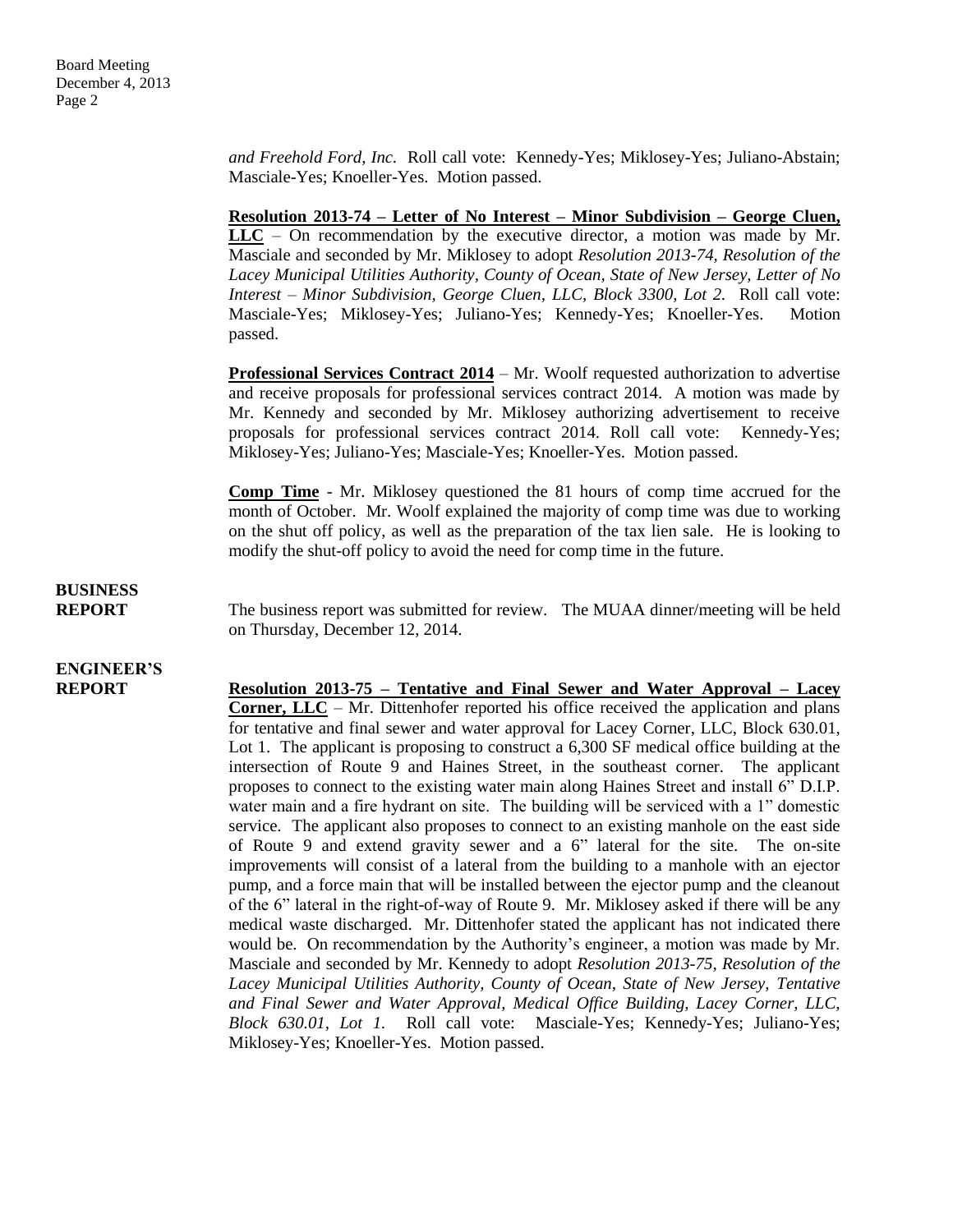*and Freehold Ford, Inc.* Roll call vote: Kennedy-Yes; Miklosey-Yes; Juliano-Abstain; Masciale-Yes; Knoeller-Yes. Motion passed.

**Resolution 2013-74 – Letter of No Interest – Minor Subdivision – George Cluen, LLC** – On recommendation by the executive director, a motion was made by Mr. Masciale and seconded by Mr. Miklosey to adopt *Resolution 2013-74, Resolution of the Lacey Municipal Utilities Authority, County of Ocean, State of New Jersey, Letter of No Interest – Minor Subdivision, George Cluen, LLC, Block 3300, Lot 2.* Roll call vote: Masciale-Yes; Miklosey-Yes; Juliano-Yes; Kennedy-Yes; Knoeller-Yes. Motion passed.

**Professional Services Contract 2014** – Mr. Woolf requested authorization to advertise and receive proposals for professional services contract 2014. A motion was made by Mr. Kennedy and seconded by Mr. Miklosey authorizing advertisement to receive proposals for professional services contract 2014. Roll call vote: Kennedy-Yes; Miklosey-Yes; Juliano-Yes; Masciale-Yes; Knoeller-Yes. Motion passed.

**Comp Time** - Mr. Miklosey questioned the 81 hours of comp time accrued for the month of October. Mr. Woolf explained the majority of comp time was due to working on the shut off policy, as well as the preparation of the tax lien sale. He is looking to modify the shut-off policy to avoid the need for comp time in the future.

**BUSINESS REPORT**

The business report was submitted for review. The MUAA dinner/meeting will be held on Thursday, December 12, 2014.

**ENGINEER'S REPORT**

**Resolution 2013-75 – Tentative and Final Sewer and Water Approval – Lacey Corner, LLC** – Mr. Dittenhofer reported his office received the application and plans for tentative and final sewer and water approval for Lacey Corner, LLC, Block 630.01, Lot 1. The applicant is proposing to construct a 6,300 SF medical office building at the intersection of Route 9 and Haines Street, in the southeast corner. The applicant proposes to connect to the existing water main along Haines Street and install 6" D.I.P. water main and a fire hydrant on site. The building will be serviced with a 1" domestic service. The applicant also proposes to connect to an existing manhole on the east side of Route 9 and extend gravity sewer and a 6" lateral for the site. The on-site improvements will consist of a lateral from the building to a manhole with an ejector pump, and a force main that will be installed between the ejector pump and the cleanout of the 6" lateral in the right-of-way of Route 9. Mr. Miklosey asked if there will be any medical waste discharged. Mr. Dittenhofer stated the applicant has not indicated there would be. On recommendation by the Authority's engineer, a motion was made by Mr. Masciale and seconded by Mr. Kennedy to adopt *Resolution 2013-75, Resolution of the Lacey Municipal Utilities Authority, County of Ocean, State of New Jersey, Tentative and Final Sewer and Water Approval, Medical Office Building, Lacey Corner, LLC, Block 630.01, Lot 1.* Roll call vote: Masciale-Yes; Kennedy-Yes; Juliano-Yes; Miklosey-Yes; Knoeller-Yes. Motion passed.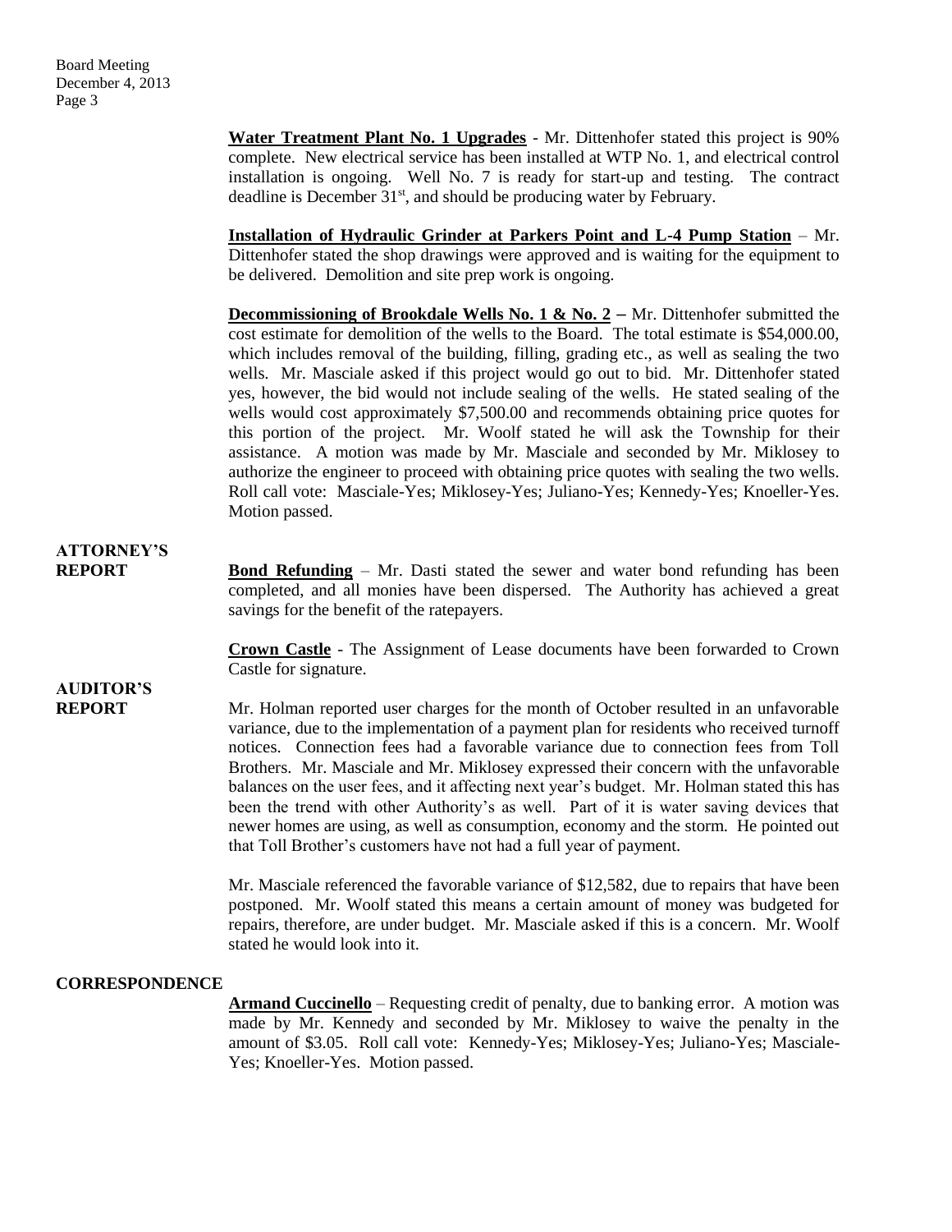**Water Treatment Plant No. 1 Upgrades** - Mr. Dittenhofer stated this project is 90% complete. New electrical service has been installed at WTP No. 1, and electrical control installation is ongoing. Well No. 7 is ready for start-up and testing. The contract deadline is December 31st, and should be producing water by February.

**Installation of Hydraulic Grinder at Parkers Point and L-4 Pump Station** – Mr. Dittenhofer stated the shop drawings were approved and is waiting for the equipment to be delivered. Demolition and site prep work is ongoing.

**Decommissioning of Brookdale Wells No. 1 & No. 2** – Mr. Dittenhofer submitted the cost estimate for demolition of the wells to the Board. The total estimate is $54,000.00, which includes removal of the building, filling, grading etc., as well as sealing the two wells. Mr. Masciale asked if this project would go out to bid. Mr. Dittenhofer stated yes, however, the bid would not include sealing of the wells. He stated sealing of the wells would cost approximately $7,500.00 and recommends obtaining price quotes for this portion of the project. Mr. Woolf stated he will ask the Township for their assistance. A motion was made by Mr. Masciale and seconded by Mr. Miklosey to authorize the engineer to proceed with obtaining price quotes with sealing the two wells. Roll call vote: Masciale-Yes; Miklosey-Yes; Juliano-Yes; Kennedy-Yes; Knoeller-Yes. Motion passed.

## ATTORNEY'S REPORT

**Bond Refunding** – Mr. Dasti stated the sewer and water bond refunding has been completed, and all monies have been dispersed. The Authority has achieved a great savings for the benefit of the ratepayers.

**Crown Castle** - The Assignment of Lease documents have been forwarded to Crown Castle for signature.

## AUDITOR'S REPORT

Mr. Holman reported user charges for the month of October resulted in an unfavorable variance, due to the implementation of a payment plan for residents who received turnoff notices. Connection fees had a favorable variance due to connection fees from Toll Brothers. Mr. Masciale and Mr. Miklosey expressed their concern with the unfavorable balances on the user fees, and it affecting next year's budget. Mr. Holman stated this has been the trend with other Authority's as well. Part of it is water saving devices that newer homes are using, as well as consumption, economy and the storm. He pointed out that Toll Brother's customers have not had a full year of payment.

Mr. Masciale referenced the favorable variance of $12,582, due to repairs that have been postponed. Mr. Woolf stated this means a certain amount of money was budgeted for repairs, therefore, are under budget. Mr. Masciale asked if this is a concern. Mr. Woolf stated he would look into it.

## CORRESPONDENCE

**Armand Cuccinello** – Requesting credit of penalty, due to banking error. A motion was made by Mr. Kennedy and seconded by Mr. Miklosey to waive the penalty in the amount of $3.05. Roll call vote: Kennedy-Yes; Miklosey-Yes; Juliano-Yes; Masciale-Yes; Knoeller-Yes. Motion passed.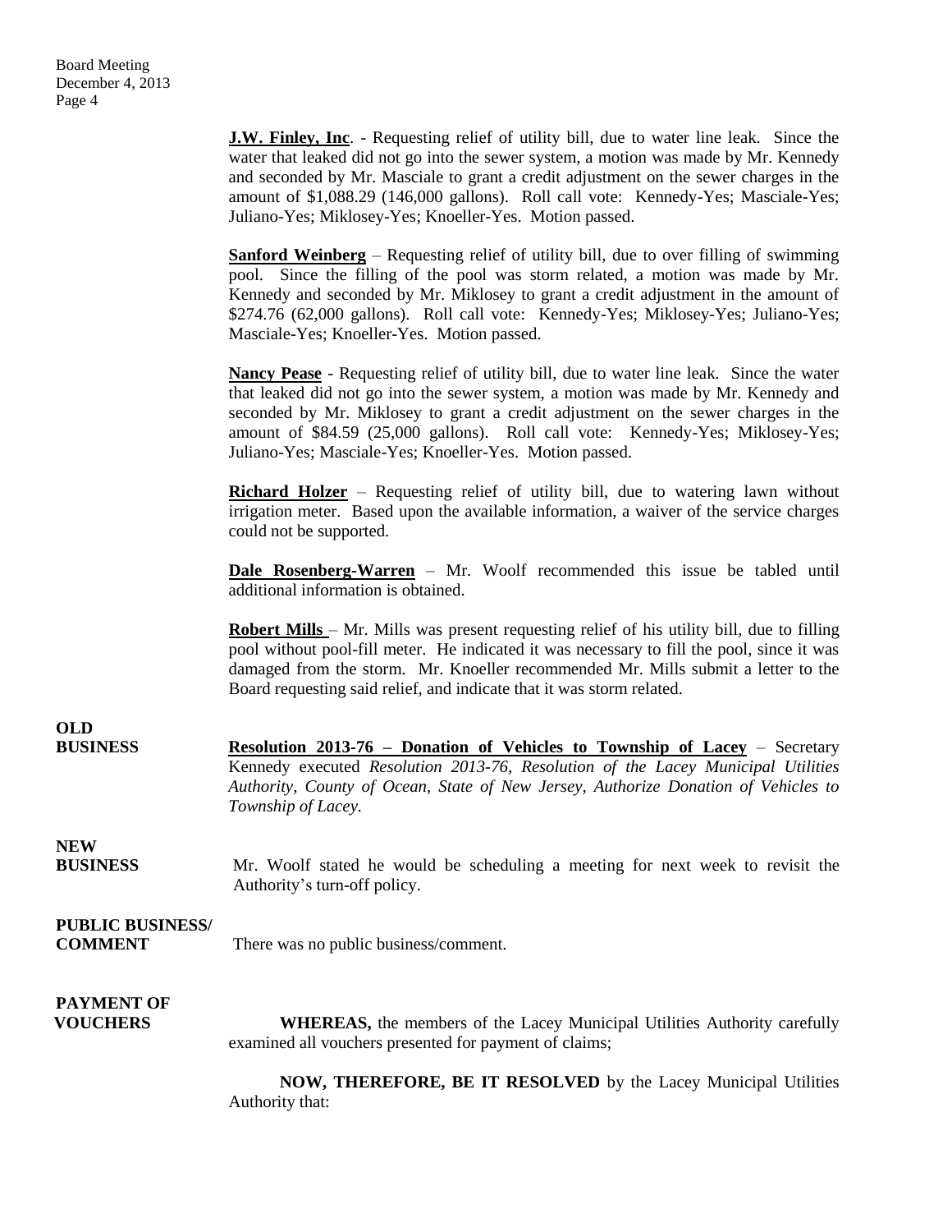**J.W. Finley, Inc**. - Requesting relief of utility bill, due to water line leak. Since the water that leaked did not go into the sewer system, a motion was made by Mr. Kennedy and seconded by Mr. Masciale to grant a credit adjustment on the sewer charges in the amount of $1,088.29 (146,000 gallons). Roll call vote: Kennedy-Yes; Masciale-Yes; Juliano-Yes; Miklosey-Yes; Knoeller-Yes. Motion passed.

**Sanford Weinberg** – Requesting relief of utility bill, due to over filling of swimming pool. Since the filling of the pool was storm related, a motion was made by Mr. Kennedy and seconded by Mr. Miklosey to grant a credit adjustment in the amount of $274.76 (62,000 gallons). Roll call vote: Kennedy-Yes; Miklosey-Yes; Juliano-Yes; Masciale-Yes; Knoeller-Yes. Motion passed.

**Nancy Pease** - Requesting relief of utility bill, due to water line leak. Since the water that leaked did not go into the sewer system, a motion was made by Mr. Kennedy and seconded by Mr. Miklosey to grant a credit adjustment on the sewer charges in the amount of $84.59 (25,000 gallons). Roll call vote: Kennedy-Yes; Miklosey-Yes; Juliano-Yes; Masciale-Yes; Knoeller-Yes. Motion passed.

**Richard Holzer** – Requesting relief of utility bill, due to watering lawn without irrigation meter. Based upon the available information, a waiver of the service charges could not be supported.

**Dale Rosenberg-Warren** – Mr. Woolf recommended this issue be tabled until additional information is obtained.

**Robert Mills** – Mr. Mills was present requesting relief of his utility bill, due to filling pool without pool-fill meter. He indicated it was necessary to fill the pool, since it was damaged from the storm. Mr. Knoeller recommended Mr. Mills submit a letter to the Board requesting said relief, and indicate that it was storm related.

**OLD BUSINESS**

**Resolution 2013-76 – Donation of Vehicles to Township of Lacey** – Secretary Kennedy executed *Resolution 2013-76, Resolution of the Lacey Municipal Utilities Authority, County of Ocean, State of New Jersey, Authorize Donation of Vehicles to Township of Lacey.*

**NEW BUSINESS**

Mr. Woolf stated he would be scheduling a meeting for next week to revisit the Authority's turn-off policy.

**PUBLIC BUSINESS/ COMMENT**

There was no public business/comment.

**PAYMENT OF VOUCHERS**

**WHEREAS,** the members of the Lacey Municipal Utilities Authority carefully examined all vouchers presented for payment of claims;

**NOW, THEREFORE, BE IT RESOLVED** by the Lacey Municipal Utilities Authority that: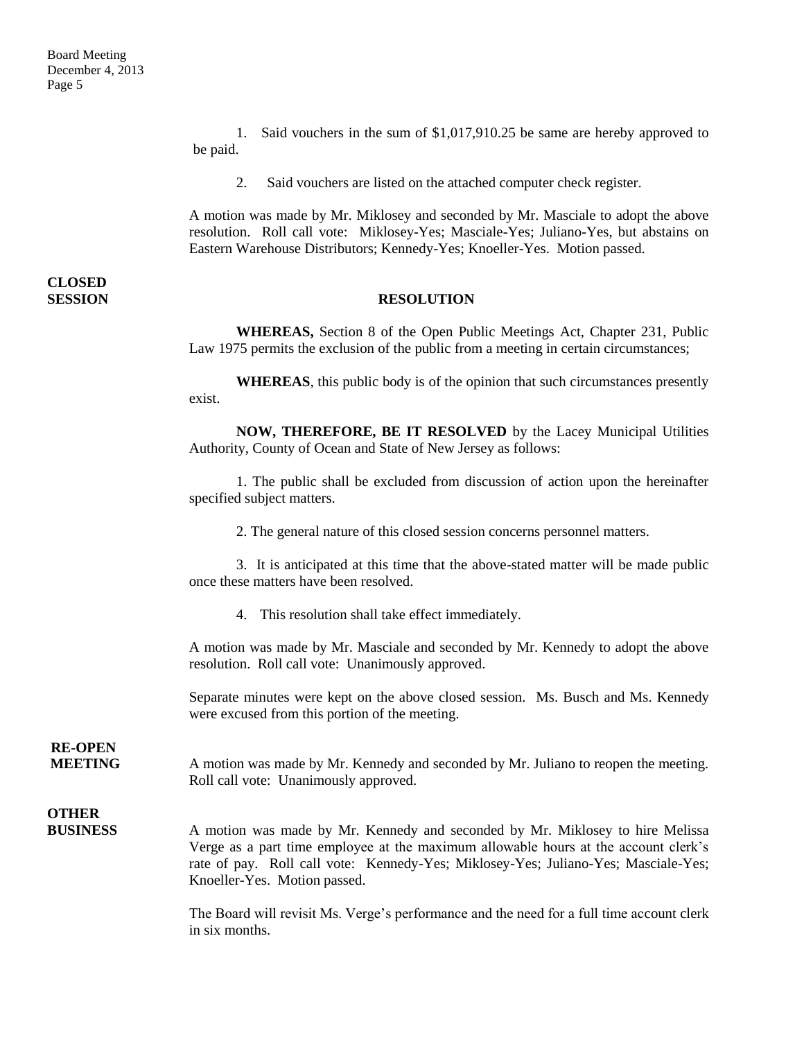1. Said vouchers in the sum of $1,017,910.25 be same are hereby approved to be paid.

2. Said vouchers are listed on the attached computer check register.

A motion was made by Mr. Miklosey and seconded by Mr. Masciale to adopt the above resolution. Roll call vote: Miklosey-Yes; Masciale-Yes; Juliano-Yes, but abstains on Eastern Warehouse Distributors; Kennedy-Yes; Knoeller-Yes. Motion passed.

**CLOSED SESSION**

**RESOLUTION**

**WHEREAS,** Section 8 of the Open Public Meetings Act, Chapter 231, Public Law 1975 permits the exclusion of the public from a meeting in certain circumstances;

**WHEREAS**, this public body is of the opinion that such circumstances presently exist.

**NOW, THEREFORE, BE IT RESOLVED** by the Lacey Municipal Utilities Authority, County of Ocean and State of New Jersey as follows:

1. The public shall be excluded from discussion of action upon the hereinafter specified subject matters.

2. The general nature of this closed session concerns personnel matters.

3. It is anticipated at this time that the above-stated matter will be made public once these matters have been resolved.

4. This resolution shall take effect immediately.

A motion was made by Mr. Masciale and seconded by Mr. Kennedy to adopt the above resolution. Roll call vote: Unanimously approved.

Separate minutes were kept on the above closed session. Ms. Busch and Ms. Kennedy were excused from this portion of the meeting.

**RE-OPEN MEETING**

A motion was made by Mr. Kennedy and seconded by Mr. Juliano to reopen the meeting. Roll call vote: Unanimously approved.

**OTHER BUSINESS**

A motion was made by Mr. Kennedy and seconded by Mr. Miklosey to hire Melissa Verge as a part time employee at the maximum allowable hours at the account clerk's rate of pay. Roll call vote: Kennedy-Yes; Miklosey-Yes; Juliano-Yes; Masciale-Yes; Knoeller-Yes. Motion passed.

The Board will revisit Ms. Verge's performance and the need for a full time account clerk in six months.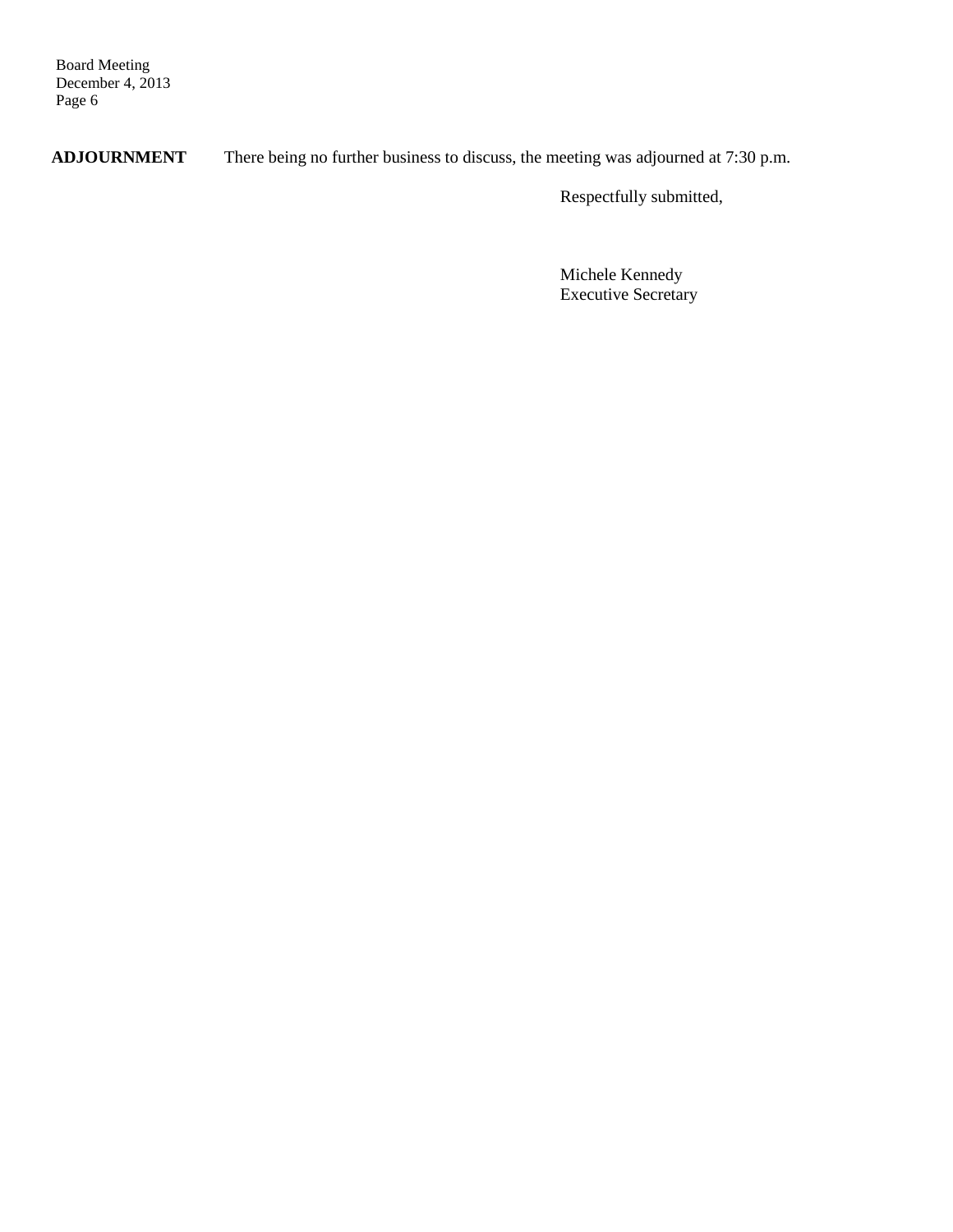**ADJOURNMENT** There being no further business to discuss, the meeting was adjourned at 7:30 p.m.

Respectfully submitted,

Michele Kennedy
Executive Secretary